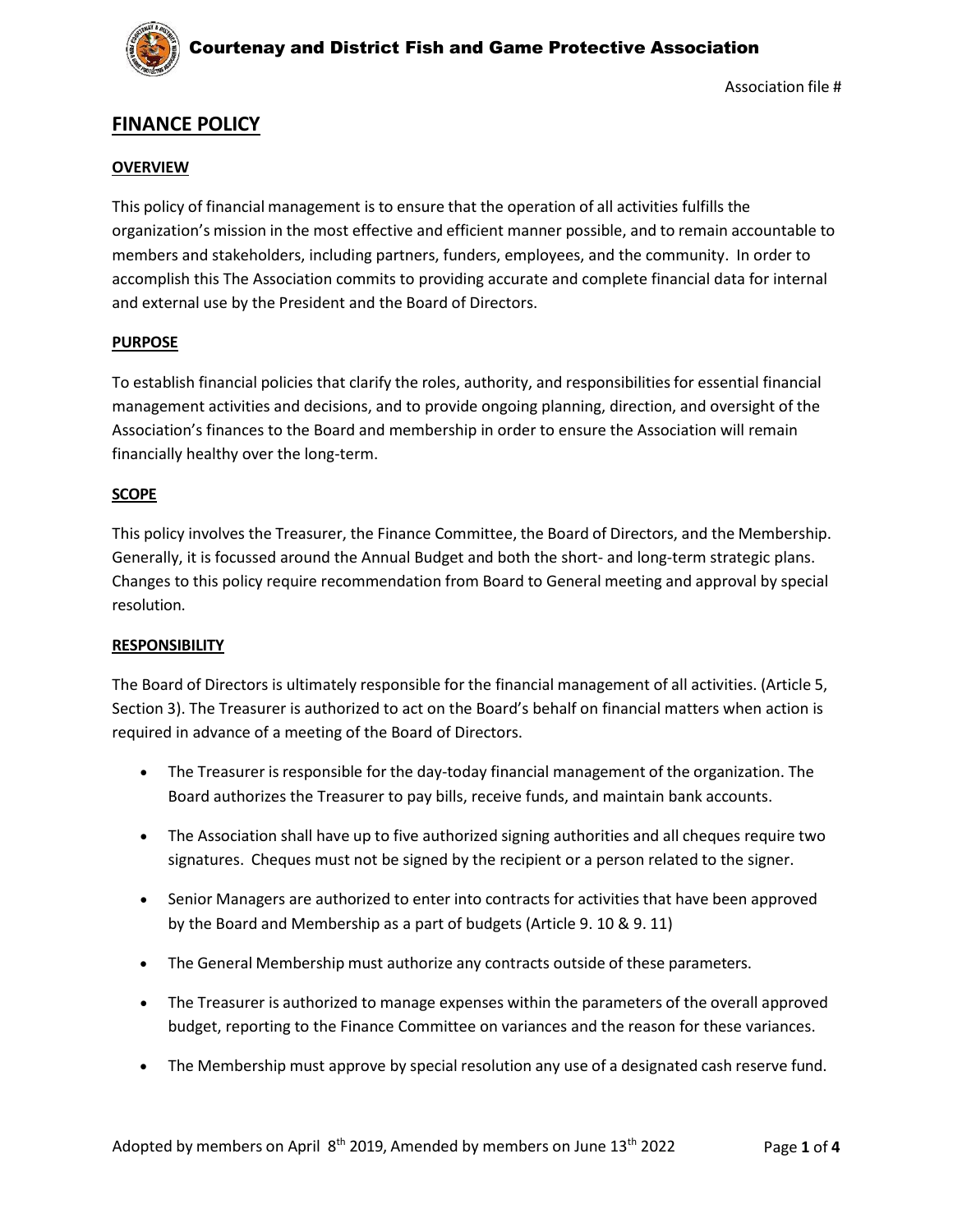# Courtenay and District Fish and Game Protective Association

Association file #

## FINANCE POLICY

### OVERVIEW

This policy of financial management is to ensure that the operation of all activities fulfills the organization's mission in the most effective and efficient manner possible, and to remain accountable to members and stakeholders, including partners, funders, employees, and the community. In order to accomplish this The Association commits to providing accurate and complete financial data for internal and external use by the President and the Board of Directors.

### PURPOSE

To establish financial policies that clarify the roles, authority, and responsibilities for essential financial management activities and decisions, and to provide ongoing planning, direction, and oversight of the Association's finances to the Board and membership in order to ensure the Association will remain financially healthy over the long-term.

### SCOPE

This policy involves the Treasurer, the Finance Committee, the Board of Directors, and the Membership. Generally, it is focussed around the Annual Budget and both the short- and long-term strategic plans. Changes to this policy require recommendation from Board to General meeting and approval by special resolution.

### RESPONSIBILITY

The Board of Directors is ultimately responsible for the financial management of all activities. (Article 5, Section 3). The Treasurer is authorized to act on the Board's behalf on financial matters when action is required in advance of a meeting of the Board of Directors.

- The Treasurer is responsible for the day-today financial management of the organization. The Board authorizes the Treasurer to pay bills, receive funds, and maintain bank accounts.
- The Association shall have up to five authorized signing authorities and all cheques require two signatures. Cheques must not be signed by the recipient or a person related to the signer.
- Senior Managers are authorized to enter into contracts for activities that have been approved by the Board and Membership as a part of budgets (Article 9. 10 & 9. 11)
- The General Membership must authorize any contracts outside of these parameters.
- The Treasurer is authorized to manage expenses within the parameters of the overall approved budget, reporting to the Finance Committee on variances and the reason for these variances.
- The Membership must approve by special resolution any use of a designated cash reserve fund.

Adopted by members on April 8th 2019, Amended by members on June 13th 2022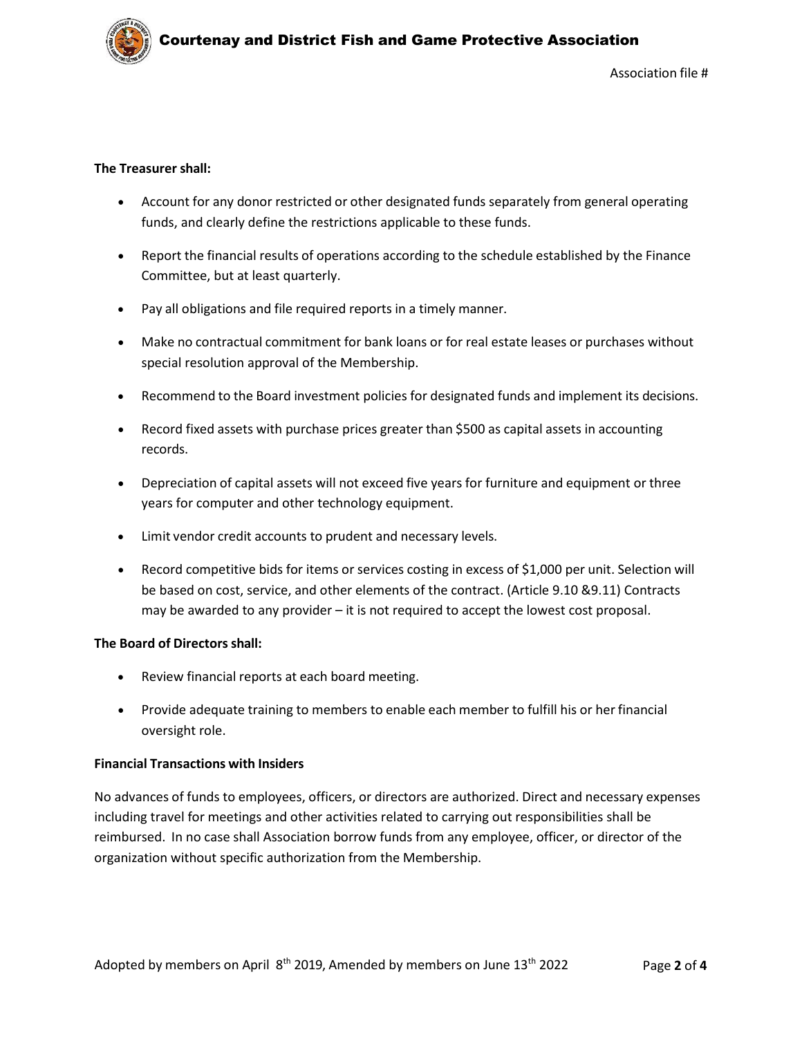**The Treasurer shall:**

- Account for any donor restricted or other designated funds separately from general operating funds, and clearly define the restrictions applicable to these funds.
- Report the financial results of operations according to the schedule established by the Finance Committee, but at least quarterly.
- Pay all obligations and file required reports in a timely manner.
- Make no contractual commitment for bank loans or for real estate leases or purchases without special resolution approval of the Membership.
- Recommend to the Board investment policies for designated funds and implement its decisions.
- Record fixed assets with purchase prices greater than $500 as capital assets in accounting records.
- Depreciation of capital assets will not exceed five years for furniture and equipment or three years for computer and other technology equipment.
- Limit vendor credit accounts to prudent and necessary levels.
- Record competitive bids for items or services costing in excess of $1,000 per unit. Selection will be based on cost, service, and other elements of the contract. (Article 9.10 &9.11) Contracts may be awarded to any provider – it is not required to accept the lowest cost proposal.

**The Board of Directors shall:**

- Review financial reports at each board meeting.
- Provide adequate training to members to enable each member to fulfill his or her financial oversight role.

**Financial Transactions with Insiders**

No advances of funds to employees, officers, or directors are authorized. Direct and necessary expenses including travel for meetings and other activities related to carrying out responsibilities shall be reimbursed. In no case shall Association borrow funds from any employee, officer, or director of the organization without specific authorization from the Membership.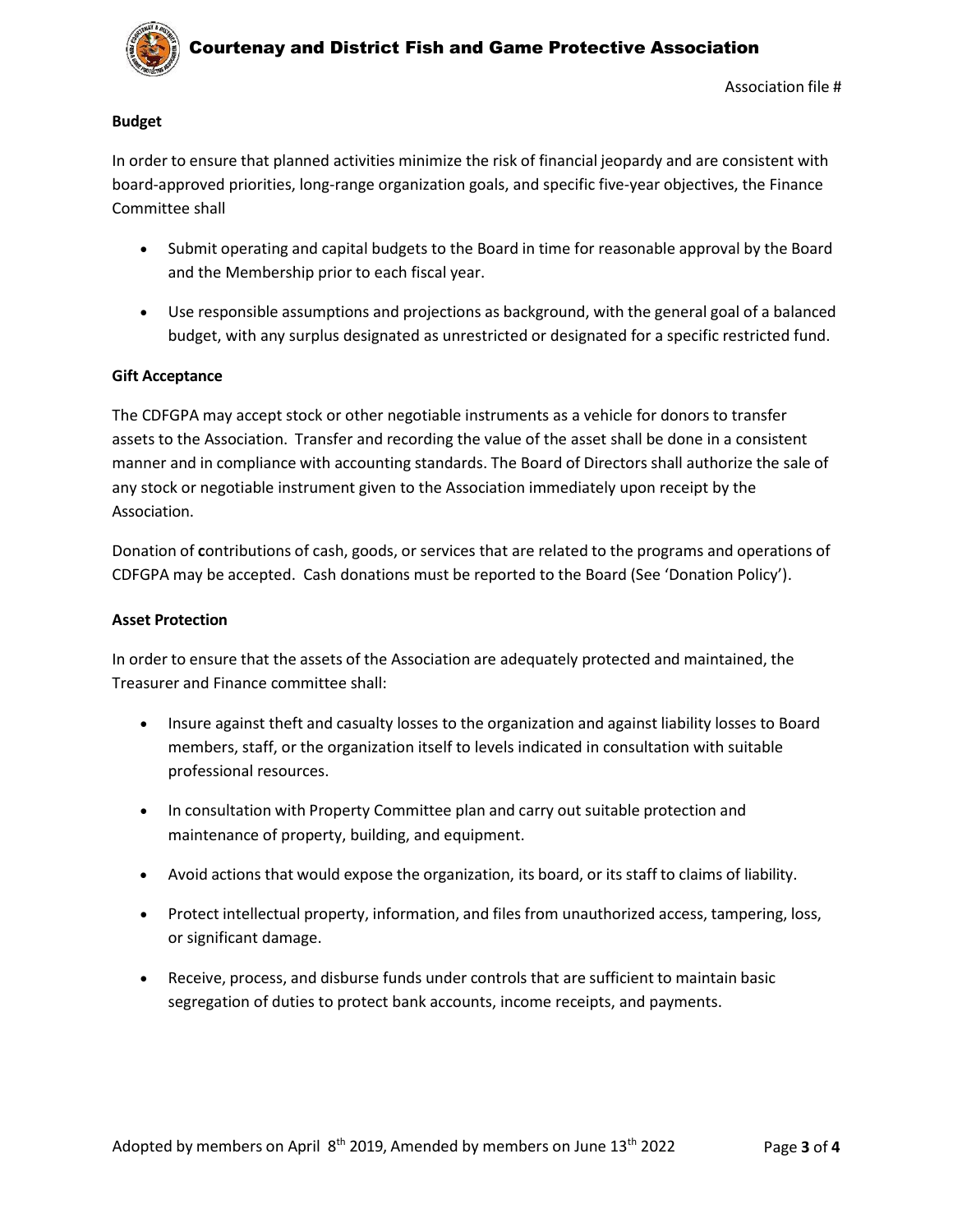Association file #

**Budget**

In order to ensure that planned activities minimize the risk of financial jeopardy and are consistent with board-approved priorities, long-range organization goals, and specific five-year objectives, the Finance Committee shall

- Submit operating and capital budgets to the Board in time for reasonable approval by the Board and the Membership prior to each fiscal year.
- Use responsible assumptions and projections as background, with the general goal of a balanced budget, with any surplus designated as unrestricted or designated for a specific restricted fund.

**Gift Acceptance**

The CDFGPA may accept stock or other negotiable instruments as a vehicle for donors to transfer assets to the Association. Transfer and recording the value of the asset shall be done in a consistent manner and in compliance with accounting standards. The Board of Directors shall authorize the sale of any stock or negotiable instrument given to the Association immediately upon receipt by the Association.

Donation of **c**ontributions of cash, goods, or services that are related to the programs and operations of CDFGPA may be accepted. Cash donations must be reported to the Board (See 'Donation Policy').

**Asset Protection**

In order to ensure that the assets of the Association are adequately protected and maintained, the Treasurer and Finance committee shall:

- Insure against theft and casualty losses to the organization and against liability losses to Board members, staff, or the organization itself to levels indicated in consultation with suitable professional resources.
- In consultation with Property Committee plan and carry out suitable protection and maintenance of property, building, and equipment.
- Avoid actions that would expose the organization, its board, or its staff to claims of liability.
- Protect intellectual property, information, and files from unauthorized access, tampering, loss, or significant damage.
- Receive, process, and disburse funds under controls that are sufficient to maintain basic segregation of duties to protect bank accounts, income receipts, and payments.

Adopted by members on April 8th 2019, Amended by members on June 13th 2022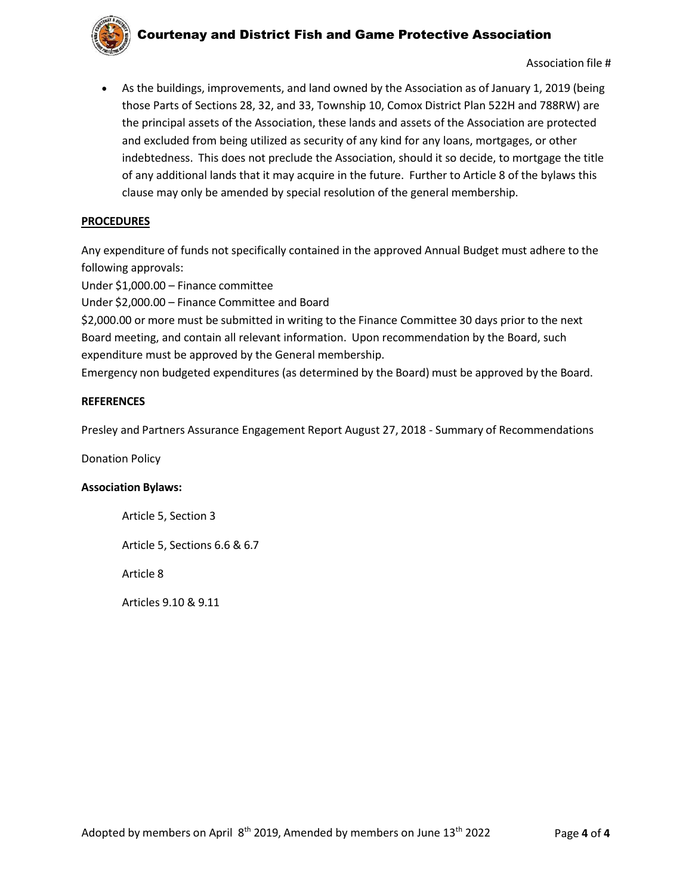- As the buildings, improvements, and land owned by the Association as of January 1, 2019 (being those Parts of Sections 28, 32, and 33, Township 10, Comox District Plan 522H and 788RW) are the principal assets of the Association, these lands and assets of the Association are protected and excluded from being utilized as security of any kind for any loans, mortgages, or other indebtedness. This does not preclude the Association, should it so decide, to mortgage the title of any additional lands that it may acquire in the future. Further to Article 8 of the bylaws this clause may only be amended by special resolution of the general membership.

**PROCEDURES**

Any expenditure of funds not specifically contained in the approved Annual Budget must adhere to the following approvals:

Under $1,000.00 – Finance committee

Under $2,000.00 – Finance Committee and Board

$2,000.00 or more must be submitted in writing to the Finance Committee 30 days prior to the next Board meeting, and contain all relevant information. Upon recommendation by the Board, such expenditure must be approved by the General membership.

Emergency non budgeted expenditures (as determined by the Board) must be approved by the Board.

**REFERENCES**

Presley and Partners Assurance Engagement Report August 27, 2018 - Summary of Recommendations

Donation Policy

**Association Bylaws:**

Article 5, Section 3

Article 5, Sections 6.6 & 6.7

Article 8

Articles 9.10 & 9.11

Adopted by members on April 8th 2019, Amended by members on June 13th 2022